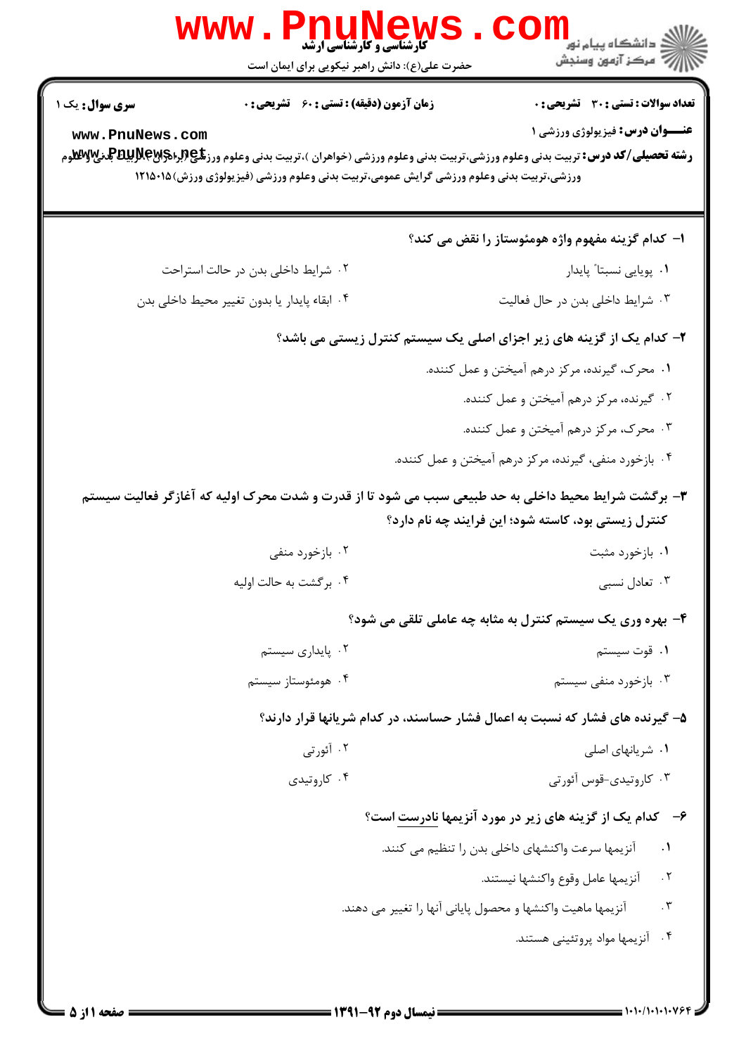**سری سوال:** یک ۱

**زمان آزمون (دقیقه) : تستی : ۶۰ تشریحی : ۰**

**تعداد سوالات : تستی : ۳۰ تشریحی : ۰**

**عنـــوان درس:** فیزیولوژی ورزشی ۱

**رشته تحصیلی/کد درس:** تربیت بدنی وعلوم ورزشی،تربیت بدنی وعلوم ورزشی (خواهران )،تربیت بدنی وعلوم ورزشی (برادران)،تربیت بدنی وعلوم ورزشی،تربیت بدنی وعلوم ورزشی گرایش عمومی،تربیت بدنی وعلوم ورزشی (فیزیولوژی ورزش)۱۲۱۵۰۱۵

**۱- کدام گزینه مفهوم واژه هومئوستاز را نقض می کند؟**

۱. پویایی نسبتاً پایدار

۲. شرایط داخلی بدن در حالت استراحت

۳. شرایط داخلی بدن در حال فعالیت

۴. ابقاء پایدار یا بدون تغییر محیط داخلی بدن

**۲- کدام یک از گزینه های زیر اجزای اصلی یک سیستم کنترل زیستی می باشد؟**

۱. محرک، گیرنده، مرکز درهم آمیختن و عمل کننده.

۲. گیرنده، مرکز درهم آمیختن و عمل کننده.

۳. محرک، مرکز درهم آمیختن و عمل کننده.

۴. بازخورد منفی، گیرنده، مرکز درهم آمیختن و عمل کننده.

**۳- برگشت شرایط محیط داخلی به حد طبیعی سبب می شود تا از قدرت و شدت محرک اولیه که آغازگر فعالیت سیستم کنترل زیستی بود، کاسته شود؛ این فرایند چه نام دارد؟**

۱. بازخورد مثبت

۲. بازخورد منفی

۳. تعادل نسبی

۴. برگشت به حالت اولیه

**۴- بهره وری یک سیستم کنترل به مثابه چه عاملی تلقی می شود؟**

۱. قوت سیستم

۲. پایداری سیستم

۳. بازخورد منفی سیستم

۴. هومئوستاز سیستم

**۵- گیرنده های فشار که نسبت به اعمال فشار حساسند، در کدام شریانها قرار دارند؟**

۱. شریانهای اصلی

۲. آئورتی

۳. کاروتیدی-قوس آئورتی

۴. کاروتیدی

**۶- کدام یک از گزینه های زیر در مورد آنزیمها نادرست است؟**

۱. آنزیمها سرعت واکنشهای داخلی بدن را تنظیم می کنند.

۲. آنزیمها عامل وقوع واکنشها نیستند.

۳. آنزیمها ماهیت واکنشها و محصول پایانی آنها را تغییر می دهند.

۴. آنزیمها مواد پروتئینی هستند.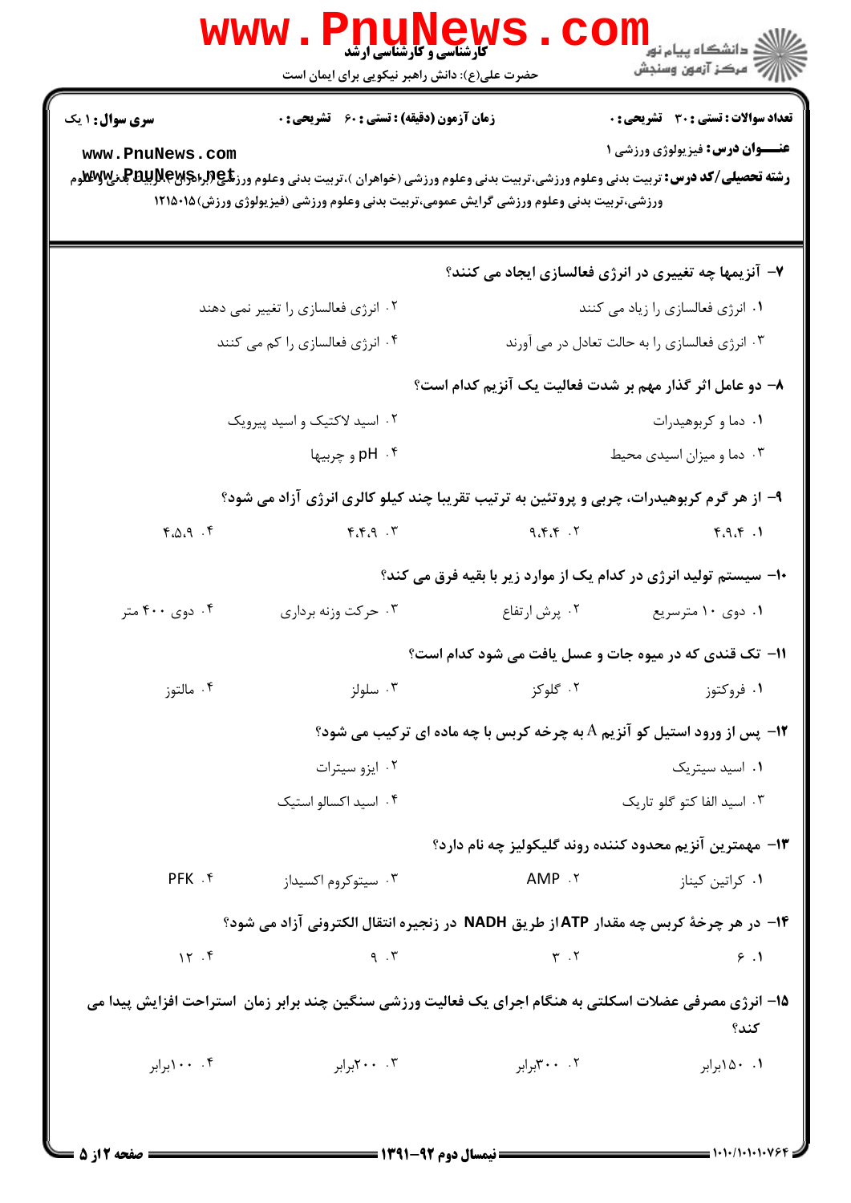سری سوال: ۱ یک

زمان آزمون (دقیقه) : تستی : ۶۰ تشریحی : ۰

تعداد سوالات : تستی : ۳۰ تشریحی : ۰

عنـــوان درس: فیزیولوژی ورزشی ۱

رشته تحصیلی/کد درس: تربیت بدنی وعلوم ورزشی،تربیت بدنی وعلوم ورزشی (خواهران )،تربیت بدنی وعلوم ورزشی (برادران)،تربیت بدنی وعلوم ورزشی،تربیت بدنی وعلوم ورزشی گرایش عمومی،تربیت بدنی وعلوم ورزشی (فیزیولوژی ورزش)۱۲۱۵۰۱۵

**۷- آنزیمها چه تغییری در انرژی فعالسازی ایجاد می کنند؟**

۱. انرژی فعالسازی را زیاد می کنند
۲. انرژی فعالسازی را تغییر نمی دهند
۳. انرژی فعالسازی را به حالت تعادل در می آورند
۴. انرژی فعالسازی را کم می کنند

**۸- دو عامل اثر گذار مهم بر شدت فعالیت یک آنزیم کدام است؟**

۱. دما و کربوهیدرات
۲. اسید لاکتیک و اسید پیرویک
۳. دما و میزان اسیدی محیط
۴. pH و چربیها

**۹- از هر گرم کربوهیدرات، چربی و پروتئین به ترتیب تقریبا چند کیلو کالری انرژی آزاد می شود؟**

۱. ۴،۹،۴
۲. ۹،۴،۴
۳. ۴،۴،۹
۴. ۴،۵،۹

**۱۰- سیستم تولید انرژی در کدام یک از موارد زیر با بقیه فرق می کند؟**

۱. دوی ۱۰ مترسریع
۲. پرش ارتفاع
۳. حرکت وزنه برداری
۴. دوی ۴۰۰ متر

**۱۱- تک قندی که در میوه جات و عسل یافت می شود کدام است؟**

۱. فروکتوز
۲. گلوکز
۳. سلولز
۴. مالتوز

**۱۲- پس از ورود استیل کو آنزیم A به چرخه کربس با چه ماده ای ترکیب می شود؟**

۱. اسید سیتریک
۲. ایزو سیترات
۳. اسید الفا کتو گلو تاریک
۴. اسید اکسالو استیک

**۱۳- مهمترین آنزیم محدود کننده روند گلیکولیز چه نام دارد؟**

۱. کراتین کیناز
۲. AMP
۳. سیتوکروم اکسیداز
۴. PFK

**۱۴- در هر چرخهٔ کربس چه مقدار ATP از طریق NADH در زنجیره انتقال الکترونی آزاد می شود؟**

۱. ۶
۲. ۳
۳. ۹
۴. ۱۲

**۱۵- انرژی مصرفی عضلات اسکلتی به هنگام اجرای یک فعالیت ورزشی سنگین چند برابر زمان استراحت افزایش پیدا می کند؟**

۱. ۱۵۰برابر
۲. ۳۰۰برابر
۳. ۲۰۰برابر
۴. ۱۰۰برابر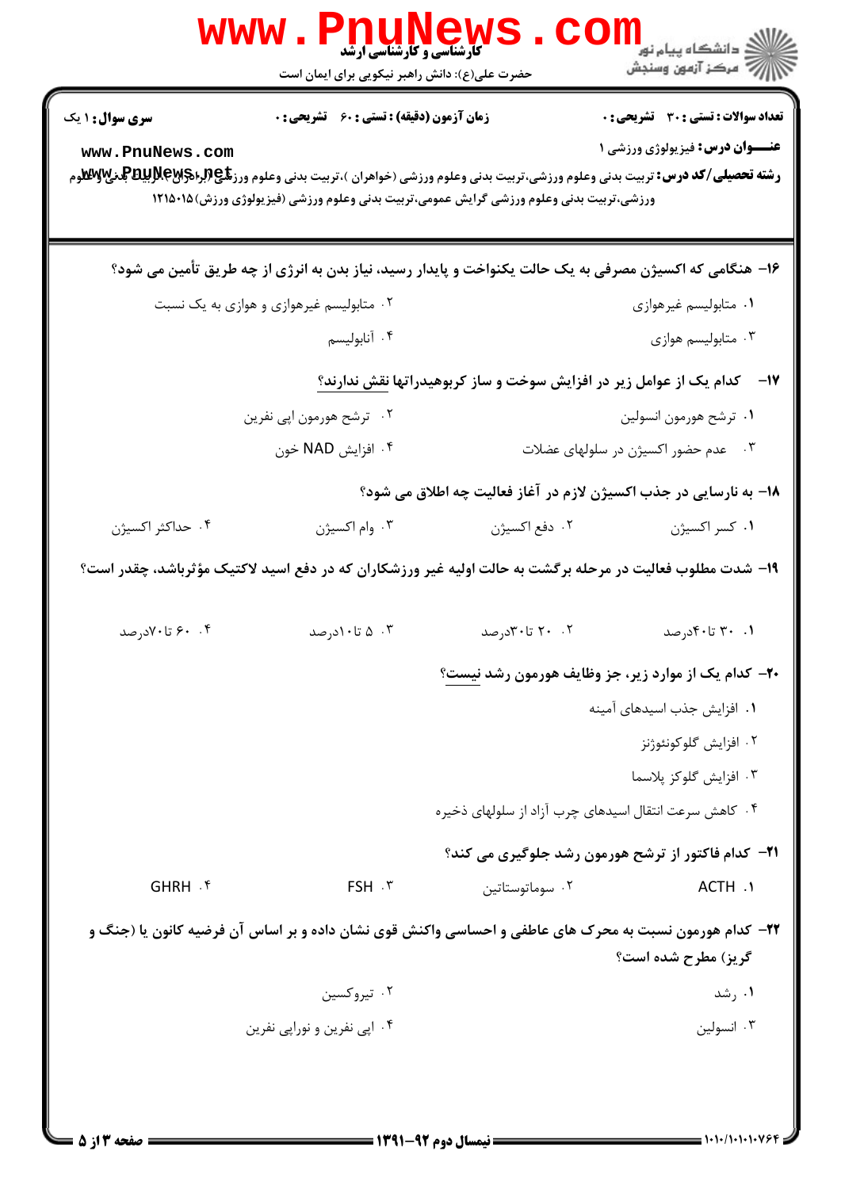**تعداد سوالات : تستی : ۳۰ تشریحی : ۰** | **زمان آزمون (دقیقه) : تستی : ۶۰ تشریحی : ۰** | **سری سوال : ۱ یک**

**عنـــوان درس:** فیزیولوژی ورزشی ۱

**رشته تحصیلی/کد درس:** تربیت بدنی وعلوم ورزشی،تربیت بدنی وعلوم ورزشی (خواهران )،تربیت بدنی وعلوم ورزشی (برادران)،تربیت بدنی وعلوم ورزشی،تربیت بدنی وعلوم ورزشی گرایش عمومی،تربیت بدنی وعلوم ورزشی (فیزیولوژی ورزش)۱۲۱۵۰۱۵

۱۶- هنگامی که اکسیژن مصرفی به یک حالت یکنواخت و پایدار رسید، نیاز بدن به انرژی از چه طریق تأمین می شود؟

۱. متابولیسم غیرهوازی
۲. متابولیسم غیرهوازی و هوازی به یک نسبت
۳. متابولیسم هوازی
۴. آنابولیسم

۱۷- کدام یک از عوامل زیر در افزایش سوخت و ساز کربوهیدراتها نقش ندارند؟

۱. ترشح هورمون انسولین
۲. ترشح هورمون اپی نفرین
۳. عدم حضور اکسیژن در سلولهای عضلات
۴. افزایش NAD خون

۱۸- به نارسایی در جذب اکسیژن لازم در آغاز فعالیت چه اطلاق می شود؟

۱. کسر اکسیژن
۲. دفع اکسیژن
۳. وام اکسیژن
۴. حداکثر اکسیژن

۱۹- شدت مطلوب فعالیت در مرحله برگشت به حالت اولیه غیر ورزشکاران که در دفع اسید لاکتیک مؤثرباشد، چقدر است؟

۱. ۳۰ تا۴۰درصد
۲. ۲۰ تا۳۰درصد
۳. ۵ تا۱۰درصد
۴. ۶۰ تا۷۰درصد

۲۰- کدام یک از موارد زیر، جز وظایف هورمون رشد نیست؟

۱. افزایش جذب اسیدهای آمینه
۲. افزایش گلوکونئوژنز
۳. افزایش گلوکز پلاسما
۴. کاهش سرعت انتقال اسیدهای چرب آزاد از سلولهای ذخیره

۲۱- کدام فاکتور از ترشح هورمون رشد جلوگیری می کند؟

۱. ACTH
۲. سوماتوستاتین
۳. FSH
۴. GHRH

۲۲- کدام هورمون نسبت به محرک های عاطفی و احساسی واکنش قوی نشان داده و بر اساس آن فرضیه کانون یا (جنگ و گریز) مطرح شده است؟

۱. رشد
۲. تیروکسین
۳. انسولین
۴. اپی نفرین و نوراپی نفرین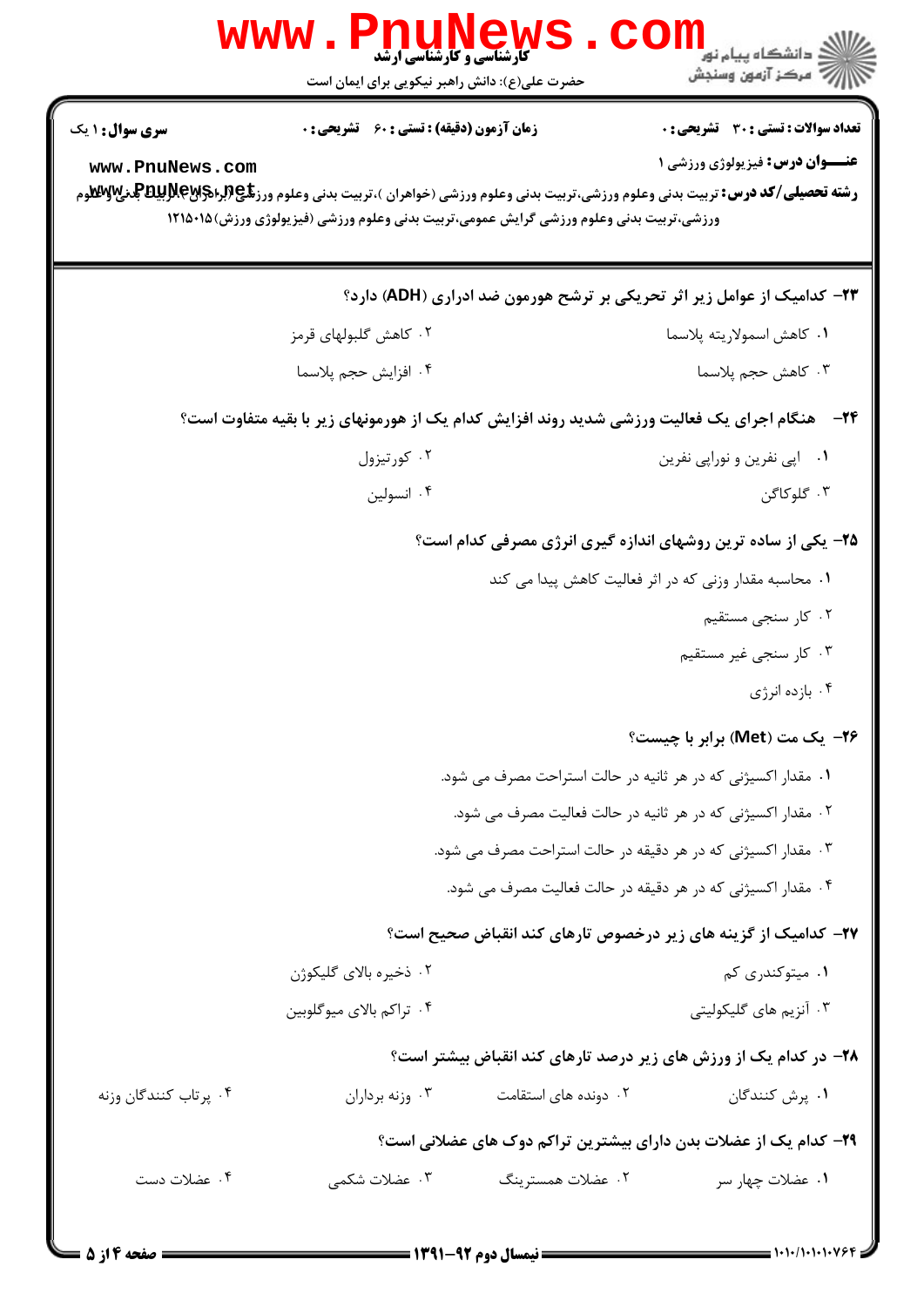۲۳- کدامیک از عوامل زیر اثر تحریکی بر ترشح هورمون ضد ادراری (ADH) دارد؟

۱. کاهش اسمولاریته پلاسما

۲. کاهش گلبولهای قرمز

۳. کاهش حجم پلاسما

۴. افزایش حجم پلاسما

۲۴- هنگام اجرای یک فعالیت ورزشی شدید روند افزایش کدام یک از هورمونهای زیر با بقیه متفاوت است؟

۱. اپی نفرین و نوراپی نفرین

۲. کورتیزول

۳. گلوکاگن

۴. انسولین

۲۵- یکی از ساده ترین روشهای اندازه گیری انرژی مصرفی کدام است؟

۱. محاسبه مقدار وزنی که در اثر فعالیت کاهش پیدا می کند

۲. کار سنجی مستقیم

۳. کار سنجی غیر مستقیم

۴. بازده انرژی

۲۶- یک مت (Met) برابر با چیست؟

۱. مقدار اکسیژنی که در هر ثانیه در حالت استراحت مصرف می شود.

۲. مقدار اکسیژنی که در هر ثانیه در حالت فعالیت مصرف می شود.

۳. مقدار اکسیژنی که در هر دقیقه در حالت استراحت مصرف می شود.

۴. مقدار اکسیژنی که در هر دقیقه در حالت فعالیت مصرف می شود.

۲۷- کدامیک از گزینه های زیر درخصوص تارهای کند انقباض صحیح است؟

۱. میتوکندری کم

۲. ذخیره بالای گلیکوژن

۳. آنزیم های گلیکولیتی

۴. تراکم بالای میوگلوبین

۲۸- در کدام یک از ورزش های زیر درصد تارهای کند انقباض بیشتر است؟

۱. پرش کنندگان

۲. دونده های استقامت

۳. وزنه برداران

۴. پرتاب کنندگان وزنه

۲۹- کدام یک از عضلات بدن دارای بیشترین تراکم دوک های عضلانی است؟

۱. عضلات چهار سر

۲. عضلات همسترینگ

۳. عضلات شکمی

۴. عضلات دست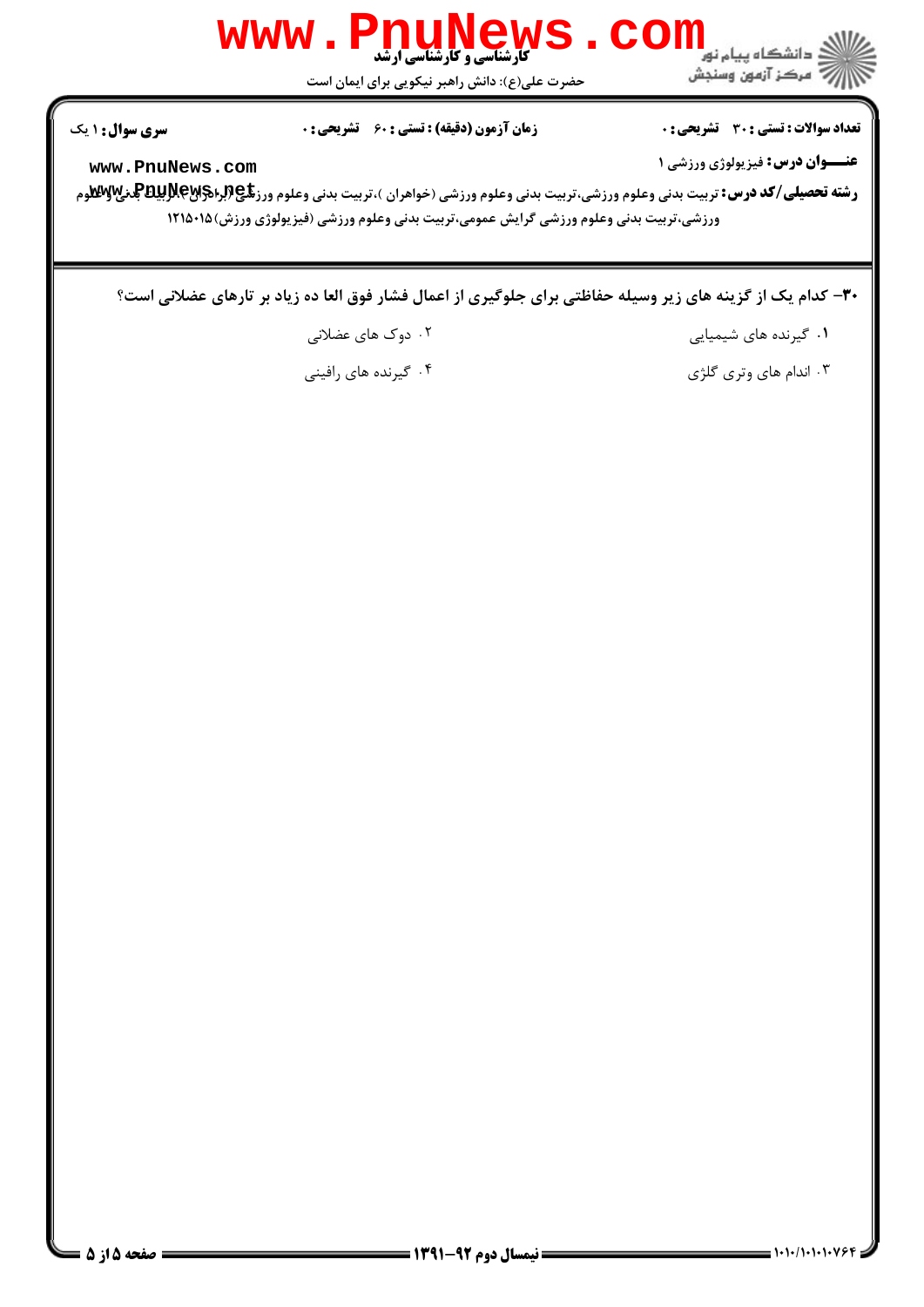**۳۰- کدام یک از گزینه های زیر وسیله حفاظتی برای جلوگیری از اعمال فشار فوق العاده زیاد بر تارهای عضلانی است؟**

۱. گیرنده های شیمیایی

۲. دوک های عضلانی

۳. اندام های وتری گلژی

۴. گیرنده های رافینی